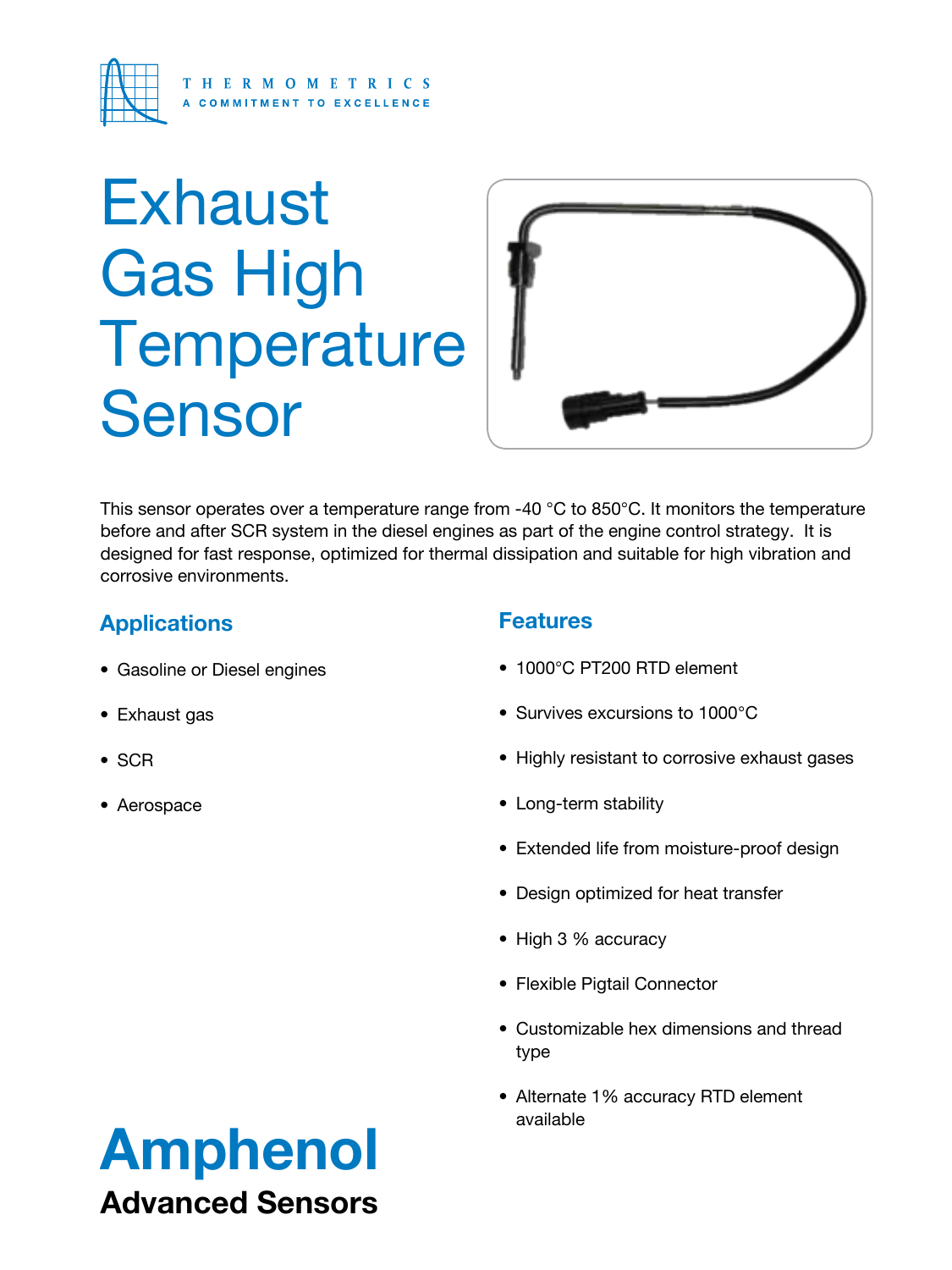THERMOMETRICS
A COMMITMENT TO EXCELLENCE

# Exhaust Gas High Temperature Sensor

This sensor operates over a temperature range from -40 °C to 850°C. It monitors the temperature before and after SCR system in the diesel engines as part of the engine control strategy. It is designed for fast response, optimized for thermal dissipation and suitable for high vibration and corrosive environments.

## Applications

- Gasoline or Diesel engines
- Exhaust gas
- SCR
- Aerospace

## Features

- 1000°C PT200 RTD element
- Survives excursions to 1000°C
- Highly resistant to corrosive exhaust gases
- Long-term stability
- Extended life from moisture-proof design
- Design optimized for heat transfer
- High 3 % accuracy
- Flexible Pigtail Connector
- Customizable hex dimensions and thread type
- Alternate 1% accuracy RTD element available

**Amphenol**
**Advanced Sensors**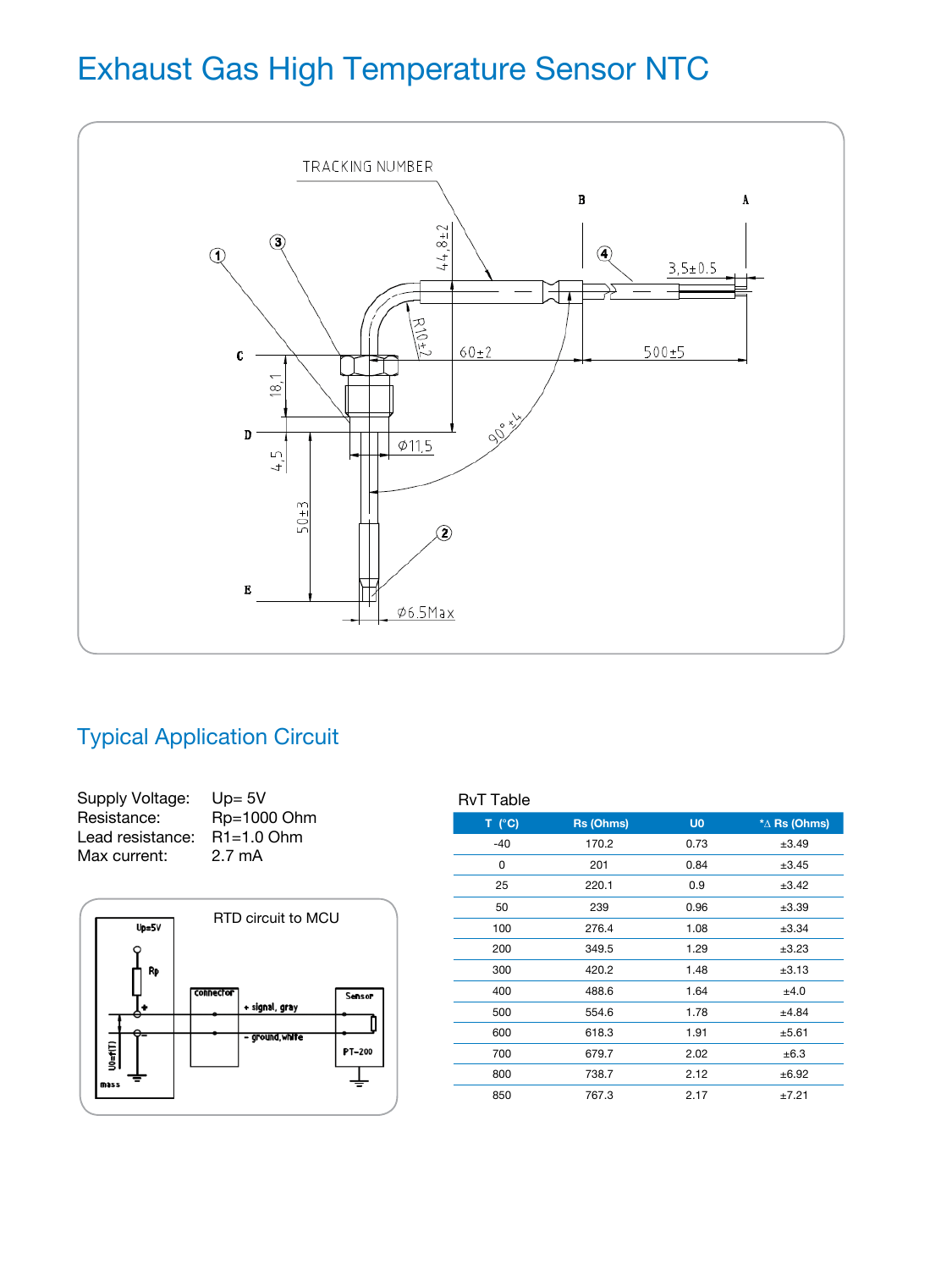# Exhaust Gas High Temperature Sensor NTC

## Typical Application Circuit

Supply Voltage: Up= 5V
Resistance: Rp=1000 Ohm
Lead resistance: R1=1.0 Ohm
Max current: 2.7 mA

RvT Table

| T (°C) | Rs (Ohms) | U0 | *Δ Rs (Ohms) |
|---|---|---|---|
| -40 | 170.2 | 0.73 | ±3.49 |
| 0 | 201 | 0.84 | ±3.45 |
| 25 | 220.1 | 0.9 | ±3.42 |
| 50 | 239 | 0.96 | ±3.39 |
| 100 | 276.4 | 1.08 | ±3.34 |
| 200 | 349.5 | 1.29 | ±3.23 |
| 300 | 420.2 | 1.48 | ±3.13 |
| 400 | 488.6 | 1.64 | ±4.0 |
| 500 | 554.6 | 1.78 | ±4.84 |
| 600 | 618.3 | 1.91 | ±5.61 |
| 700 | 679.7 | 2.02 | ±6.3 |
| 800 | 738.7 | 2.12 | ±6.92 |
| 850 | 767.3 | 2.17 | ±7.21 |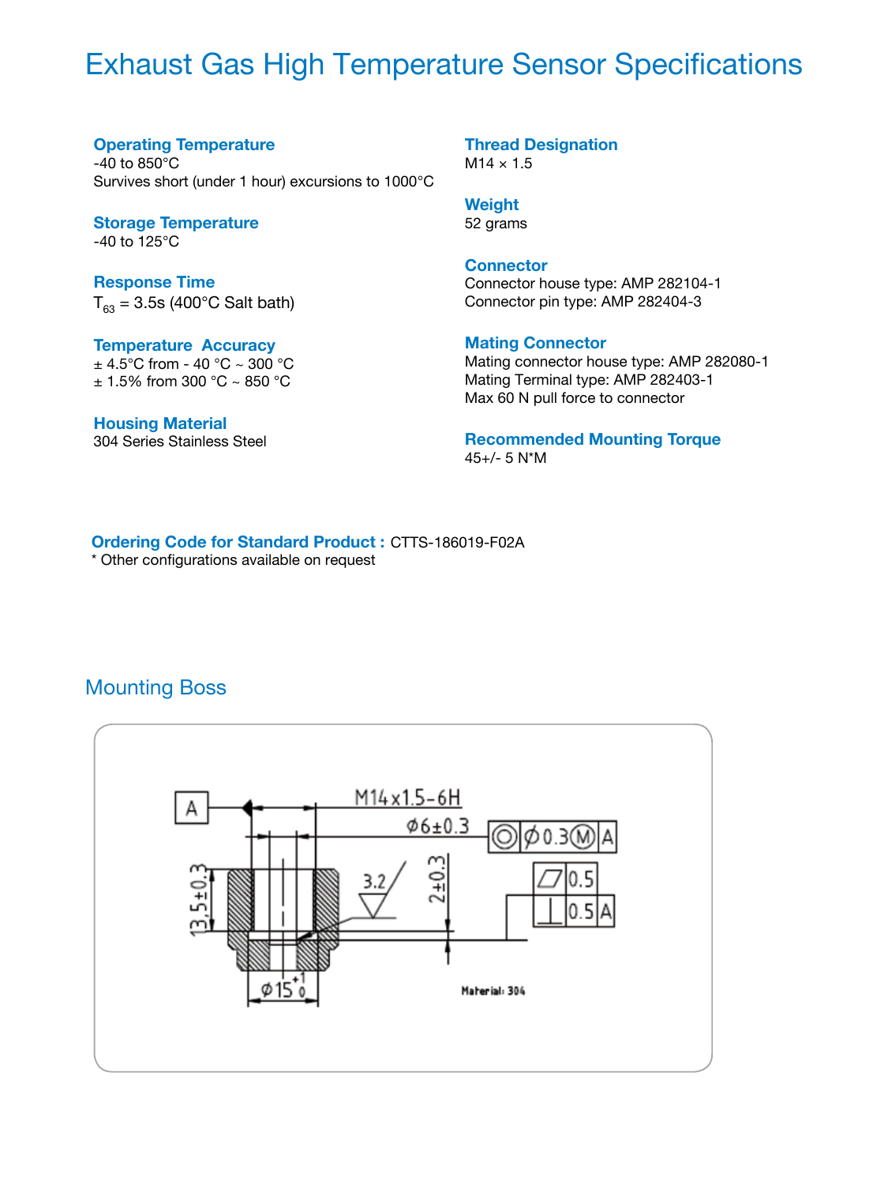# Exhaust Gas High Temperature Sensor Specifications

### Operating Temperature
-40 to 850°C
Survives short (under 1 hour) excursions to 1000°C

### Storage Temperature
-40 to 125°C

### Response Time
$T_{63}$ = 3.5s (400°C Salt bath)

### Temperature Accuracy
± 4.5°C from - 40 °C ~ 300 °C
± 1.5% from 300 °C ~ 850 °C

### Housing Material
304 Series Stainless Steel

### Thread Designation
M14 × 1.5

### Weight
52 grams

### Connector
Connector house type: AMP 282104-1
Connector pin type: AMP 282404-3

### Mating Connector
Mating connector house type: AMP 282080-1
Mating Terminal type: AMP 282403-1
Max 60 N pull force to connector

### Recommended Mounting Torque
45+/- 5 N*M

**Ordering Code for Standard Product :** CTTS-186019-F02A
* Other configurations available on request

## Mounting Boss

A
M14x1.5-6H
Ø6±0.3
◎ Ø0.3 Ⓜ A
⏥ 0.5
⊥ 0.5 A
3.2
2±0.3
13.5±0.3
Ø15 +1 0
Material: 304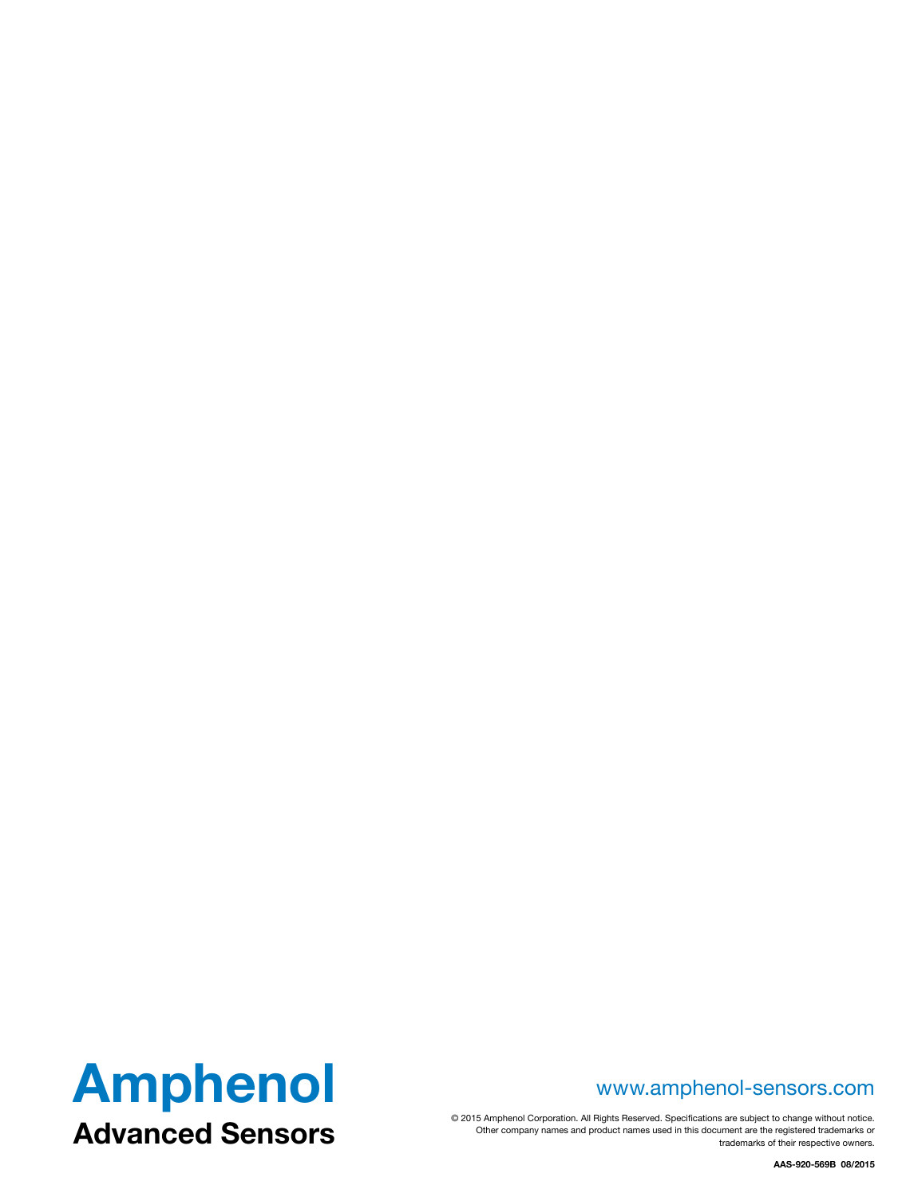**Amphenol**

**Advanced Sensors**

www.amphenol-sensors.com

© 2015 Amphenol Corporation. All Rights Reserved. Specifications are subject to change without notice.
Other company names and product names used in this document are the registered trademarks or trademarks of their respective owners.

**AAS-920-569B 08/2015**